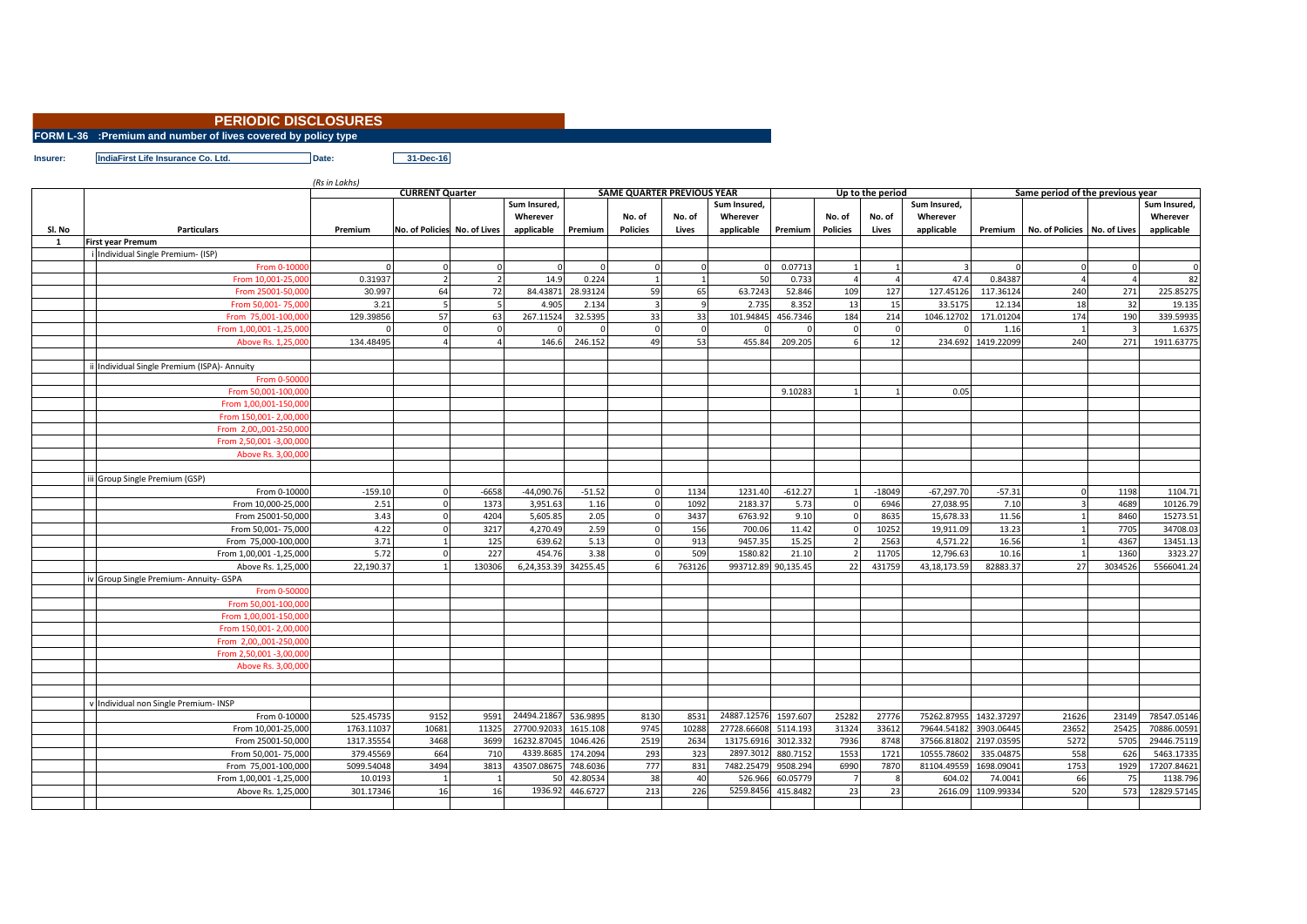# PERIODIC DISCLOSURES

## FORM L-36 :Premium and number of lives covered by policy type

**Insurer:** IndiaFirst Life Insurance Co. Ltd. **Date:** 31-Dec-16

(Rs in Lakhs)

| Sl. No | Particulars | CURRENT Quarter | | | | SAME QUARTER PREVIOUS YEAR | | | | Up to the period | | | | Same period of the previous year | | | |
|---|---|---|---|---|---|---|---|---|---|---|---|---|---|---|---|---|---|
| | | Premium | No. of Policies | No. of Lives | Sum Insured, Wherever applicable | Premium | No. of Policies | No. of Lives | Sum Insured, Wherever applicable | Premium | No. of Policies | No. of Lives | Sum Insured, Wherever applicable | Premium | No. of Policies | No. of Lives | Sum Insured, Wherever applicable |
| 1 | **First year Premum** | | | | | | | | | | | | | | | | |
| | i Individual Single Premium- (ISP) | | | | | | | | | | | | | | | | |
| | From 0-10000 | 0 | 0 | 0 | 0 | 0 | 0 | 0 | 0 | 0.07713 | 1 | 1 | 3 | 0 | 0 | 0 | 0 |
| | From 10,001-25,000 | 0.31937 | 2 | 2 | 14.9 | 0.224 | 1 | 1 | 50 | 0.733 | 4 | 4 | 47.4 | 0.84387 | 4 | 4 | 82 |
| | From 25001-50,000 | 30.997 | 64 | 72 | 84.43871 | 28.93124 | 59 | 65 | 63.7243 | 52.846 | 109 | 127 | 127.45126 | 117.36124 | 240 | 271 | 225.85275 |
| | From 50,001- 75,000 | 3.21 | 5 | 5 | 4.905 | 2.134 | 3 | 9 | 2.735 | 8.352 | 13 | 15 | 33.5175 | 12.134 | 18 | 32 | 19.135 |
| | From 75,001-100,000 | 129.39856 | 57 | 63 | 267.11524 | 32.5395 | 33 | 33 | 101.94845 | 456.7346 | 184 | 214 | 1046.12702 | 171.01204 | 174 | 190 | 339.59935 |
| | From 1,00,001 -1,25,000 | 0 | 0 | 0 | 0 | 0 | 0 | 0 | 0 | 0 | 0 | 0 | 0 | 1.16 | 1 | 3 | 1.6375 |
| | Above Rs. 1,25,000 | 134.48495 | 4 | 4 | 146.6 | 246.152 | 49 | 53 | 455.84 | 209.205 | 6 | 12 | 234.692 | 1419.22099 | 240 | 271 | 1911.63775 |
| | | | | | | | | | | | | | | | | | |
| | ii Individual Single Premium (ISPA)- Annuity | | | | | | | | | | | | | | | | |
| | From 0-50000 | | | | | | | | | | | | | | | | |
| | From 50,001-100,000 | | | | | | | | | 9.10283 | 1 | 1 | 0.05 | | | | |
| | From 1,00,001-150,000 | | | | | | | | | | | | | | | | |
| | From 150,001- 2,00,000 | | | | | | | | | | | | | | | | |
| | From 2,00,,001-250,000 | | | | | | | | | | | | | | | | |
| | From 2,50,001 -3,00,000 | | | | | | | | | | | | | | | | |
| | Above Rs. 3,00,000 | | | | | | | | | | | | | | | | |
| | | | | | | | | | | | | | | | | | |
| | iii Group Single Premium (GSP) | | | | | | | | | | | | | | | | |
| | From 0-10000 | -159.10 | 0 | -6658 | -44,090.76 | -51.52 | 0 | 1134 | 1231.40 | -612.27 | 1 | -18049 | -67,297.70 | -57.31 | 0 | 1198 | 1104.71 |
| | From 10,000-25,000 | 2.51 | 0 | 1373 | 3,951.63 | 1.16 | 0 | 1092 | 2183.37 | 5.73 | 0 | 6946 | 27,038.95 | 7.10 | 3 | 4689 | 10126.79 |
| | From 25001-50,000 | 3.43 | 0 | 4204 | 5,605.85 | 2.05 | 0 | 3437 | 6763.92 | 9.10 | 0 | 8635 | 15,678.33 | 11.56 | 1 | 8460 | 15273.51 |
| | From 50,001- 75,000 | 4.22 | 0 | 3217 | 4,270.49 | 2.59 | 0 | 156 | 700.06 | 11.42 | 0 | 10252 | 19,911.09 | 13.23 | 1 | 7705 | 34708.03 |
| | From 75,000-100,000 | 3.71 | 1 | 125 | 639.62 | 5.13 | 0 | 913 | 9457.35 | 15.25 | 2 | 2563 | 4,571.22 | 16.56 | 1 | 4367 | 13451.13 |
| | From 1,00,001 -1,25,000 | 5.72 | 0 | 227 | 454.76 | 3.38 | 0 | 509 | 1580.82 | 21.10 | 2 | 11705 | 12,796.63 | 10.16 | 1 | 1360 | 3323.27 |
| | Above Rs. 1,25,000 | 22,190.37 | 1 | 130306 | 6,24,353.39 | 34255.45 | 6 | 763126 | 993712.89 | 90,135.45 | 22 | 431759 | 43,18,173.59 | 82883.37 | 27 | 3034526 | 5566041.24 |
| | iv Group Single Premium- Annuity- GSPA | | | | | | | | | | | | | | | | |
| | From 0-50000 | | | | | | | | | | | | | | | | |
| | From 50,001-100,000 | | | | | | | | | | | | | | | | |
| | From 1,00,001-150,000 | | | | | | | | | | | | | | | | |
| | From 150,001- 2,00,000 | | | | | | | | | | | | | | | | |
| | From 2,00,,001-250,000 | | | | | | | | | | | | | | | | |
| | From 2,50,001 -3,00,000 | | | | | | | | | | | | | | | | |
| | Above Rs. 3,00,000 | | | | | | | | | | | | | | | | |
| | | | | | | | | | | | | | | | | | |
| | | | | | | | | | | | | | | | | | |
| | v Individual non Single Premium- INSP | | | | | | | | | | | | | | | | |
| | From 0-10000 | 525.45735 | 9152 | 9591 | 24494.21867 | 536.9895 | 8130 | 8531 | 24887.12576 | 1597.607 | 25282 | 27776 | 75262.87955 | 1432.37297 | 21626 | 23149 | 78547.05146 |
| | From 10,001-25,000 | 1763.11037 | 10681 | 11325 | 27700.92033 | 1615.108 | 9745 | 10288 | 27728.66608 | 5114.193 | 31324 | 33612 | 79644.54182 | 3903.06445 | 23652 | 25425 | 70886.00591 |
| | From 25001-50,000 | 1317.35554 | 3468 | 3699 | 16232.87045 | 1046.426 | 2519 | 2634 | 13175.6916 | 3012.332 | 7936 | 8748 | 37566.81802 | 2197.03595 | 5272 | 5705 | 29446.75119 |
| | From 50,001- 75,000 | 379.45569 | 664 | 710 | 4339.8685 | 174.2094 | 293 | 323 | 2897.3012 | 880.7152 | 1553 | 1721 | 10555.78602 | 335.04875 | 558 | 626 | 5463.17335 |
| | From 75,001-100,000 | 5099.54048 | 3494 | 3813 | 43507.08675 | 748.6036 | 777 | 831 | 7482.25479 | 9508.294 | 6990 | 7870 | 81104.49559 | 1698.09041 | 1753 | 1929 | 17207.84621 |
| | From 1,00,001 -1,25,000 | 10.0193 | 1 | 1 | 50 | 42.80534 | 38 | 40 | 526.966 | 60.05779 | 7 | 8 | 604.02 | 74.0041 | 66 | 75 | 1138.796 |
| | Above Rs. 1,25,000 | 301.17346 | 16 | 16 | 1936.92 | 446.6727 | 213 | 226 | 5259.8456 | 415.8482 | 23 | 23 | 2616.09 | 1109.99334 | 520 | 573 | 12829.57145 |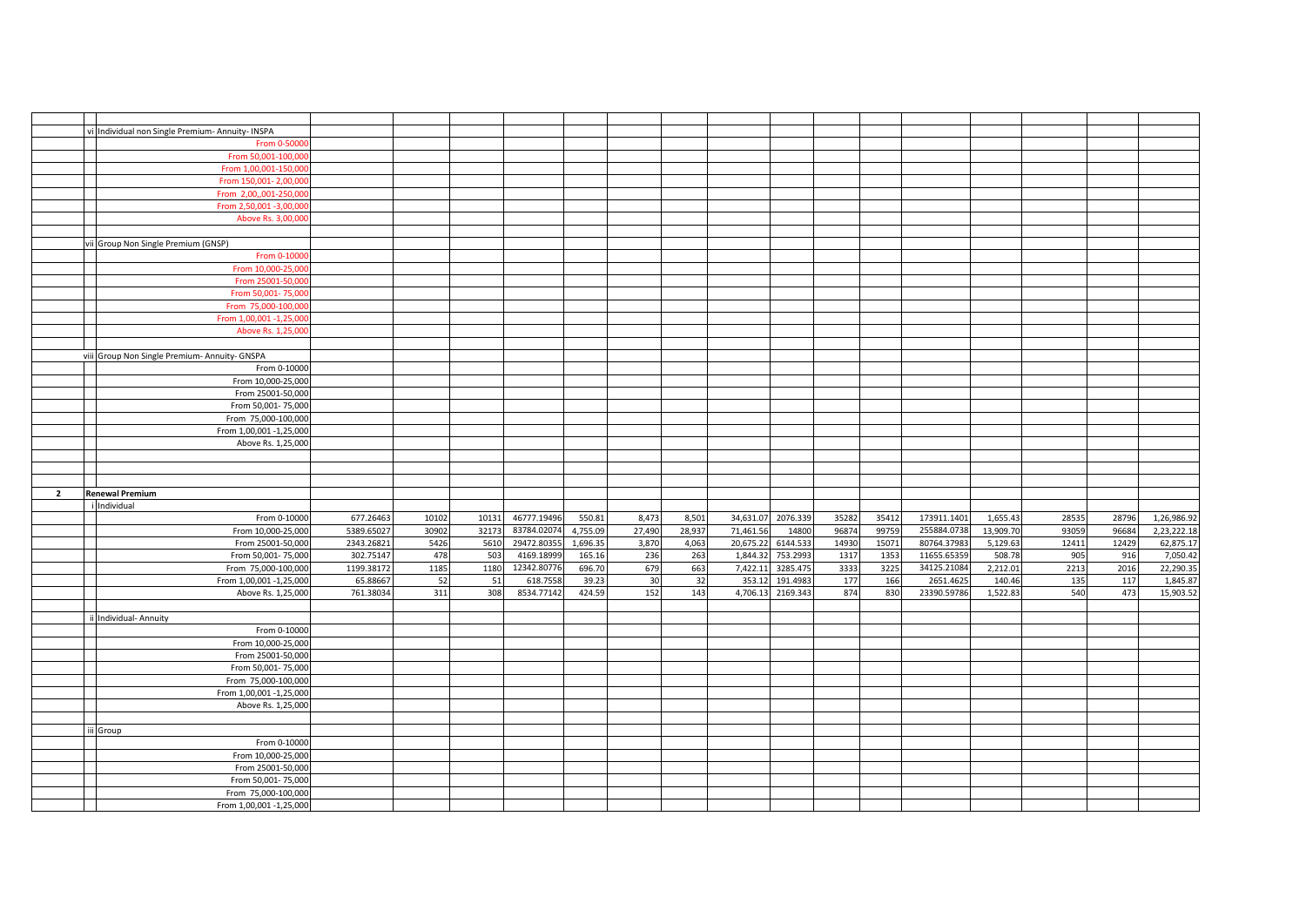| | | | | | | | | | | | | | | | | |
|---|---|---|---|---|---|---|---|---|---|---|---|---|---|---|---|---|
| | vi | Individual non Single Premium- Annuity- INSPA | | | | | | | | | | | | | | |
| | | From 0-50000 | | | | | | | | | | | | | | |
| | | From 50,001-100,000 | | | | | | | | | | | | | | |
| | | From 1,00,001-150,000 | | | | | | | | | | | | | | |
| | | From 150,001- 2,00,000 | | | | | | | | | | | | | | |
| | | From 2,00,,001-250,000 | | | | | | | | | | | | | | |
| | | From 2,50,001 -3,00,000 | | | | | | | | | | | | | | |
| | | Above Rs. 3,00,000 | | | | | | | | | | | | | | |
| | | | | | | | | | | | | | | | | |
| | vii | Group Non Single Premium (GNSP) | | | | | | | | | | | | | | |
| | | From 0-10000 | | | | | | | | | | | | | | |
| | | From 10,000-25,000 | | | | | | | | | | | | | | |
| | | From 25001-50,000 | | | | | | | | | | | | | | |
| | | From 50,001- 75,000 | | | | | | | | | | | | | | |
| | | From 75,000-100,000 | | | | | | | | | | | | | | |
| | | From 1,00,001 -1,25,000 | | | | | | | | | | | | | | |
| | | Above Rs. 1,25,000 | | | | | | | | | | | | | | |
| | | | | | | | | | | | | | | | | |
| | viii | Group Non Single Premium- Annuity- GNSPA | | | | | | | | | | | | | | |
| | | From 0-10000 | | | | | | | | | | | | | | |
| | | From 10,000-25,000 | | | | | | | | | | | | | | |
| | | From 25001-50,000 | | | | | | | | | | | | | | |
| | | From 50,001- 75,000 | | | | | | | | | | | | | | |
| | | From 75,000-100,000 | | | | | | | | | | | | | | |
| | | From 1,00,001 -1,25,000 | | | | | | | | | | | | | | |
| | | Above Rs. 1,25,000 | | | | | | | | | | | | | | |
| | | | | | | | | | | | | | | | | |
| | | | | | | | | | | | | | | | | |
| | | | | | | | | | | | | | | | | |
| **2** | | **Renewal Premium** | | | | | | | | | | | | | | |
| | i | Individual | | | | | | | | | | | | | | |
| | | From 0-10000 | 677.26463 | 10102 | 10131 | 46777.19496 | 550.81 | 8,473 | 8,501 | 34,631.07 | 2076.339 | 35282 | 35412 | 173911.1401 | 1,655.43 | 28535 | 28796 | 1,26,986.92 |
| | | From 10,000-25,000 | 5389.65027 | 30902 | 32173 | 83784.02074 | 4,755.09 | 27,490 | 28,937 | 71,461.56 | 14800 | 96874 | 99759 | 255884.0738 | 13,909.70 | 93059 | 96684 | 2,23,222.18 |
| | | From 25001-50,000 | 2343.26821 | 5426 | 5610 | 29472.80355 | 1,696.35 | 3,870 | 4,063 | 20,675.22 | 6144.533 | 14930 | 15071 | 80764.37983 | 5,129.63 | 12411 | 12429 | 62,875.17 |
| | | From 50,001- 75,000 | 302.75147 | 478 | 503 | 4169.18999 | 165.16 | 236 | 263 | 1,844.32 | 753.2993 | 1317 | 1353 | 11655.65359 | 508.78 | 905 | 916 | 7,050.42 |
| | | From 75,000-100,000 | 1199.38172 | 1185 | 1180 | 12342.80776 | 696.70 | 679 | 663 | 7,422.11 | 3285.475 | 3333 | 3225 | 34125.21084 | 2,212.01 | 2213 | 2016 | 22,290.35 |
| | | From 1,00,001 -1,25,000 | 65.88667 | 52 | 51 | 618.7558 | 39.23 | 30 | 32 | 353.12 | 191.4983 | 177 | 166 | 2651.4625 | 140.46 | 135 | 117 | 1,845.87 |
| | | Above Rs. 1,25,000 | 761.38034 | 311 | 308 | 8534.77142 | 424.59 | 152 | 143 | 4,706.13 | 2169.343 | 874 | 830 | 23390.59786 | 1,522.83 | 540 | 473 | 15,903.52 |
| | | | | | | | | | | | | | | | | |
| | ii | Individual- Annuity | | | | | | | | | | | | | | |
| | | From 0-10000 | | | | | | | | | | | | | | |
| | | From 10,000-25,000 | | | | | | | | | | | | | | |
| | | From 25001-50,000 | | | | | | | | | | | | | | |
| | | From 50,001- 75,000 | | | | | | | | | | | | | | |
| | | From 75,000-100,000 | | | | | | | | | | | | | | |
| | | From 1,00,001 -1,25,000 | | | | | | | | | | | | | | |
| | | Above Rs. 1,25,000 | | | | | | | | | | | | | | |
| | | | | | | | | | | | | | | | | |
| | iii | Group | | | | | | | | | | | | | | |
| | | From 0-10000 | | | | | | | | | | | | | | |
| | | From 10,000-25,000 | | | | | | | | | | | | | | |
| | | From 25001-50,000 | | | | | | | | | | | | | | |
| | | From 50,001- 75,000 | | | | | | | | | | | | | | |
| | | From 75,000-100,000 | | | | | | | | | | | | | | |
| | | From 1,00,001 -1,25,000 | | | | | | | | | | | | | | |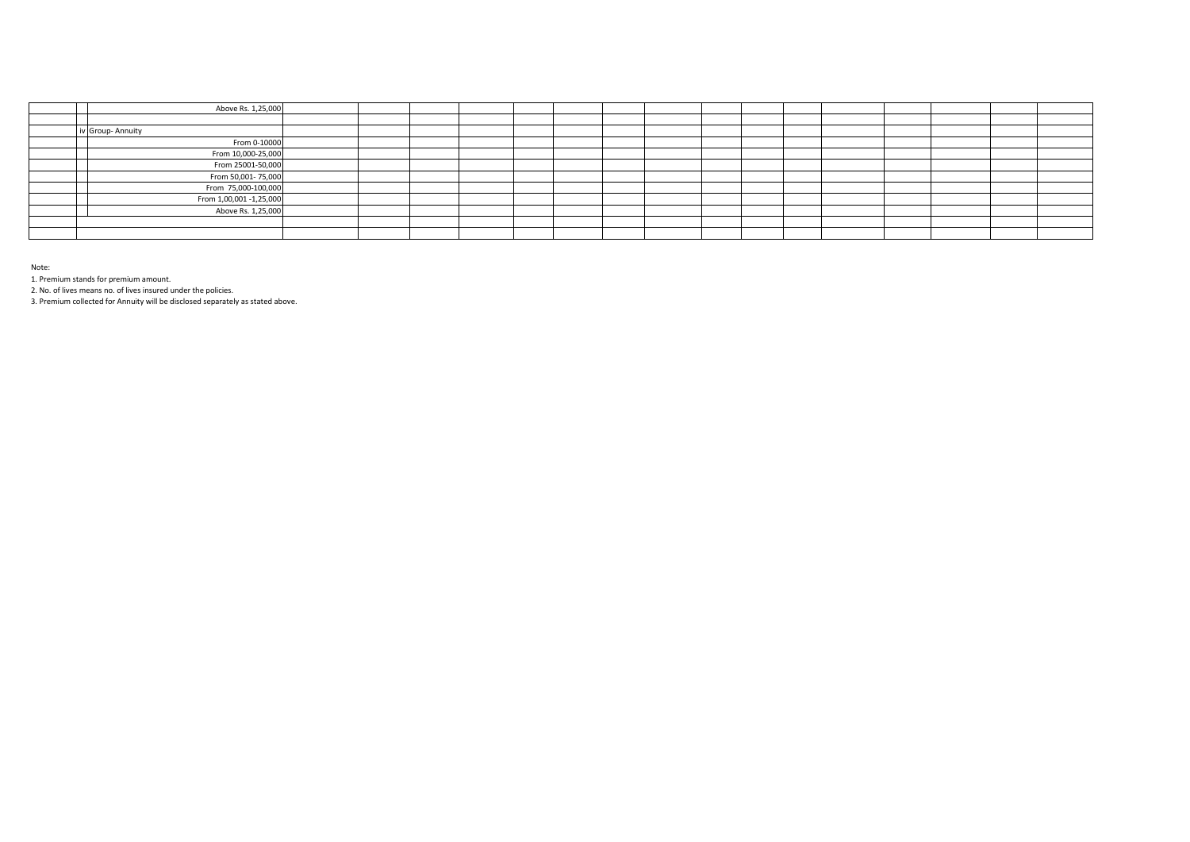| | | | | | | | | | | | | | | | | | |
|---|---|---|---|---|---|---|---|---|---|---|---|---|---|---|---|---|---|
| | | Above Rs. 1,25,000 | | | | | | | | | | | | | | | |
| | | | | | | | | | | | | | | | | | |
| | iv | Group- Annuity | | | | | | | | | | | | | | | |
| | | From 0-10000 | | | | | | | | | | | | | | | |
| | | From 10,000-25,000 | | | | | | | | | | | | | | | |
| | | From 25001-50,000 | | | | | | | | | | | | | | | |
| | | From 50,001- 75,000 | | | | | | | | | | | | | | | |
| | | From 75,000-100,000 | | | | | | | | | | | | | | | |
| | | From 1,00,001 -1,25,000 | | | | | | | | | | | | | | | |
| | | Above Rs. 1,25,000 | | | | | | | | | | | | | | | |
| | | | | | | | | | | | | | | | | | |
| | | | | | | | | | | | | | | | | | |

Note:

1. Premium stands for premium amount.
2. No. of lives means no. of lives insured under the policies.
3. Premium collected for Annuity will be disclosed separately as stated above.